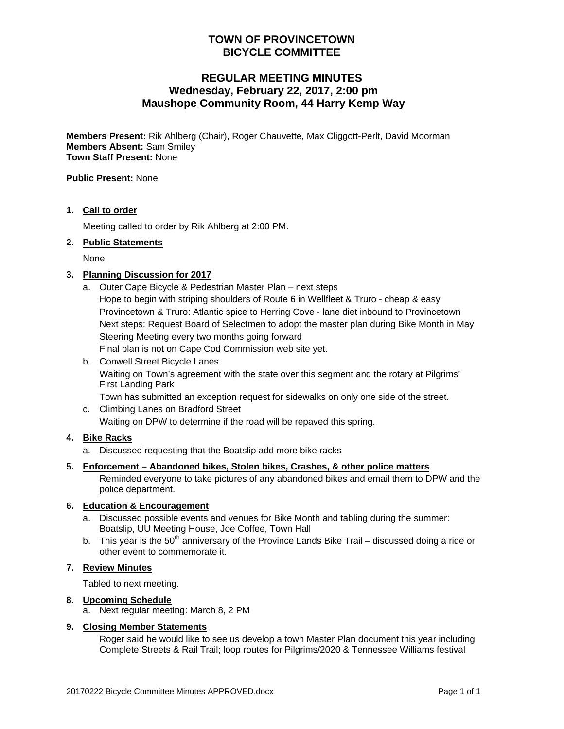# TOWN OF PROVINCETOWN
# BICYCLE COMMITTEE

## REGULAR MEETING MINUTES
## Wednesday, February 22, 2017, 2:00 pm
## Maushope Community Room, 44 Harry Kemp Way

**Members Present:** Rik Ahlberg (Chair), Roger Chauvette, Max Cliggott-Perlt, David Moorman
**Members Absent:** Sam Smiley
**Town Staff Present:** None

**Public Present:** None

1. **Call to order**

   Meeting called to order by Rik Ahlberg at 2:00 PM.

2. **Public Statements**

   None.

3. **Planning Discussion for 2017**
   a. Outer Cape Bicycle & Pedestrian Master Plan – next steps
      Hope to begin with striping shoulders of Route 6 in Wellfleet & Truro - cheap & easy
      Provincetown & Truro: Atlantic spice to Herring Cove - lane diet inbound to Provincetown
      Next steps: Request Board of Selectmen to adopt the master plan during Bike Month in May
      Steering Meeting every two months going forward
      Final plan is not on Cape Cod Commission web site yet.
   b. Conwell Street Bicycle Lanes
      Waiting on Town's agreement with the state over this segment and the rotary at Pilgrims' First Landing Park
      Town has submitted an exception request for sidewalks on only one side of the street.
   c. Climbing Lanes on Bradford Street
      Waiting on DPW to determine if the road will be repaved this spring.

4. **Bike Racks**
   a. Discussed requesting that the Boatslip add more bike racks

5. **Enforcement – Abandoned bikes, Stolen bikes, Crashes, & other police matters**

   Reminded everyone to take pictures of any abandoned bikes and email them to DPW and the police department.

6. **Education & Encouragement**
   a. Discussed possible events and venues for Bike Month and tabling during the summer: Boatslip, UU Meeting House, Joe Coffee, Town Hall
   b. This year is the 50th anniversary of the Province Lands Bike Trail – discussed doing a ride or other event to commemorate it.

7. **Review Minutes**

   Tabled to next meeting.

8. **Upcoming Schedule**
   a. Next regular meeting: March 8, 2 PM

9. **Closing Member Statements**

   Roger said he would like to see us develop a town Master Plan document this year including Complete Streets & Rail Trail; loop routes for Pilgrims/2020 & Tennessee Williams festival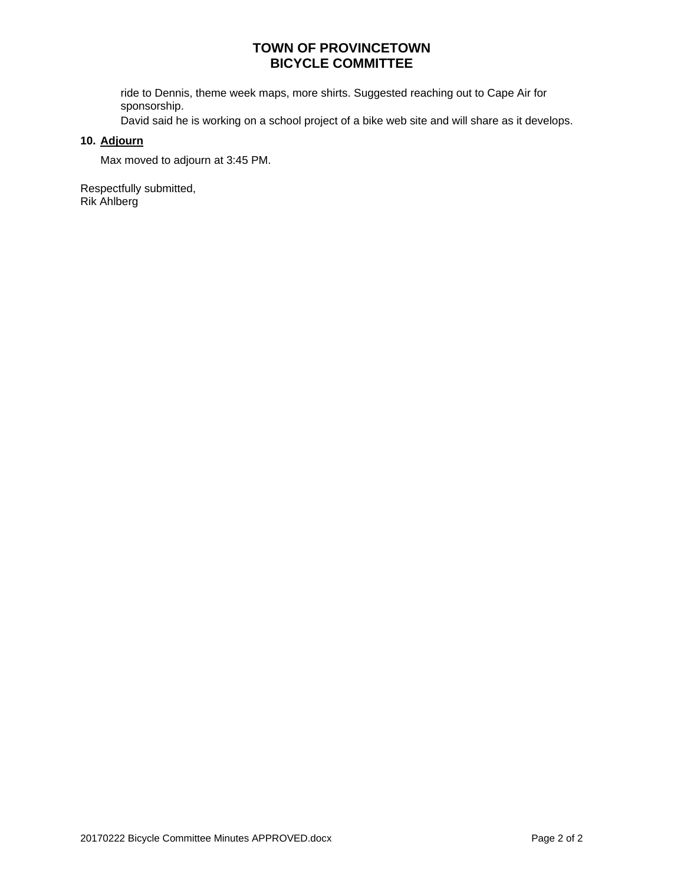ride to Dennis, theme week maps, more shirts. Suggested reaching out to Cape Air for sponsorship.

David said he is working on a school project of a bike web site and will share as it develops.

**10. Adjourn**

Max moved to adjourn at 3:45 PM.

Respectfully submitted,
Rik Ahlberg